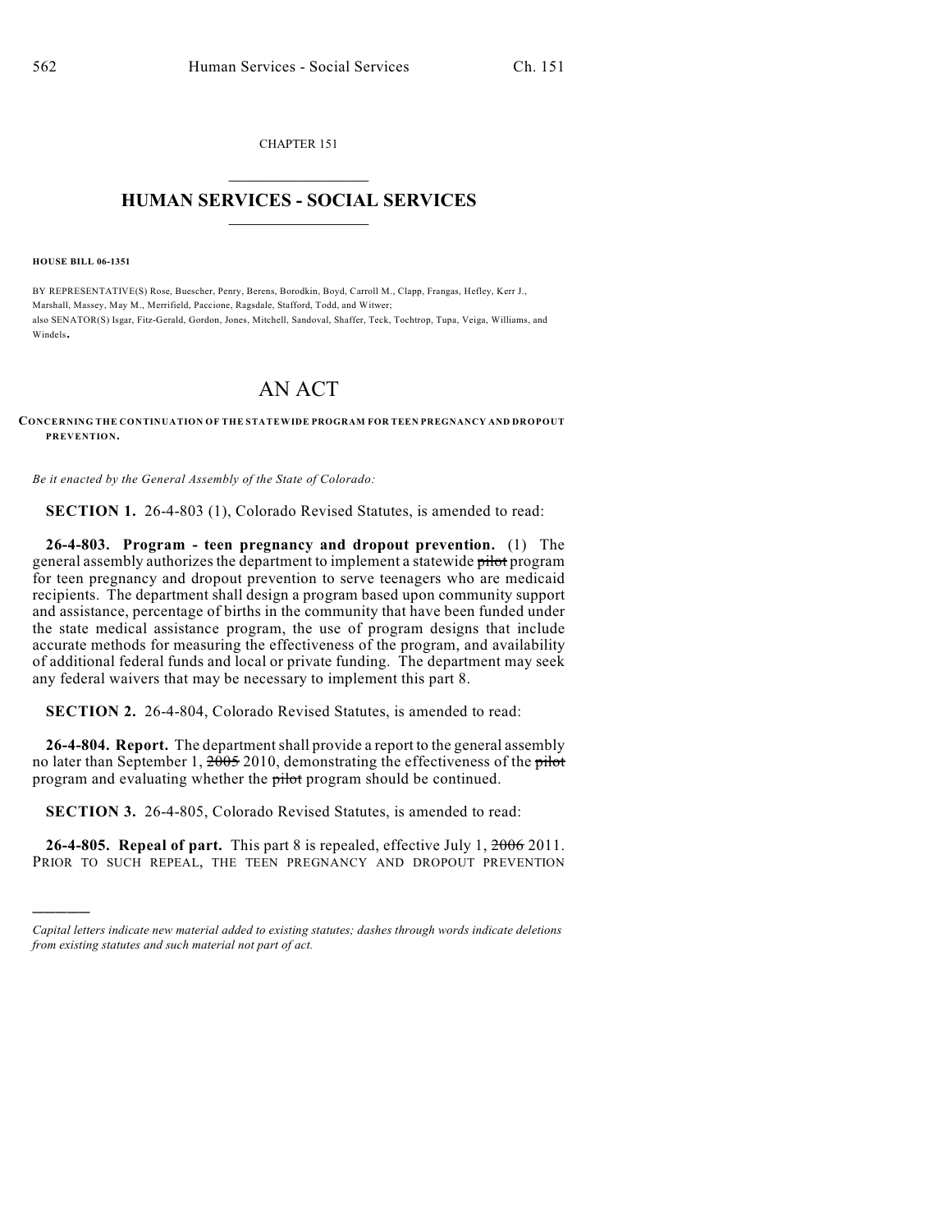CHAPTER 151

# HUMAN SERVICES - SOCIAL SERVICES

**HOUSE BILL 06-1351**

BY REPRESENTATIVE(S) Rose, Buescher, Penry, Berens, Borodkin, Boyd, Carroll M., Clapp, Frangas, Hefley, Kerr J., Marshall, Massey, May M., Merrifield, Paccione, Ragsdale, Stafford, Todd, and Witwer;
also SENATOR(S) Isgar, Fitz-Gerald, Gordon, Jones, Mitchell, Sandoval, Shaffer, Teck, Tochtrop, Tupa, Veiga, Williams, and Windels.

# AN ACT

**CONCERNING THE CONTINUATION OF THE STATEWIDE PROGRAM FOR TEEN PREGNANCY AND DROPOUT PREVENTION.**

*Be it enacted by the General Assembly of the State of Colorado:*

**SECTION 1.** 26-4-803 (1), Colorado Revised Statutes, is amended to read:

**26-4-803. Program - teen pregnancy and dropout prevention.** (1) The general assembly authorizes the department to implement a statewide ~~pilot~~ program for teen pregnancy and dropout prevention to serve teenagers who are medicaid recipients. The department shall design a program based upon community support and assistance, percentage of births in the community that have been funded under the state medical assistance program, the use of program designs that include accurate methods for measuring the effectiveness of the program, and availability of additional federal funds and local or private funding. The department may seek any federal waivers that may be necessary to implement this part 8.

**SECTION 2.** 26-4-804, Colorado Revised Statutes, is amended to read:

**26-4-804. Report.** The department shall provide a report to the general assembly no later than September 1, ~~2005~~ 2010, demonstrating the effectiveness of the ~~pilot~~ program and evaluating whether the ~~pilot~~ program should be continued.

**SECTION 3.** 26-4-805, Colorado Revised Statutes, is amended to read:

**26-4-805. Repeal of part.** This part 8 is repealed, effective July 1, ~~2006~~ 2011. PRIOR TO SUCH REPEAL, THE TEEN PREGNANCY AND DROPOUT PREVENTION

---

*Capital letters indicate new material added to existing statutes; dashes through words indicate deletions from existing statutes and such material not part of act.*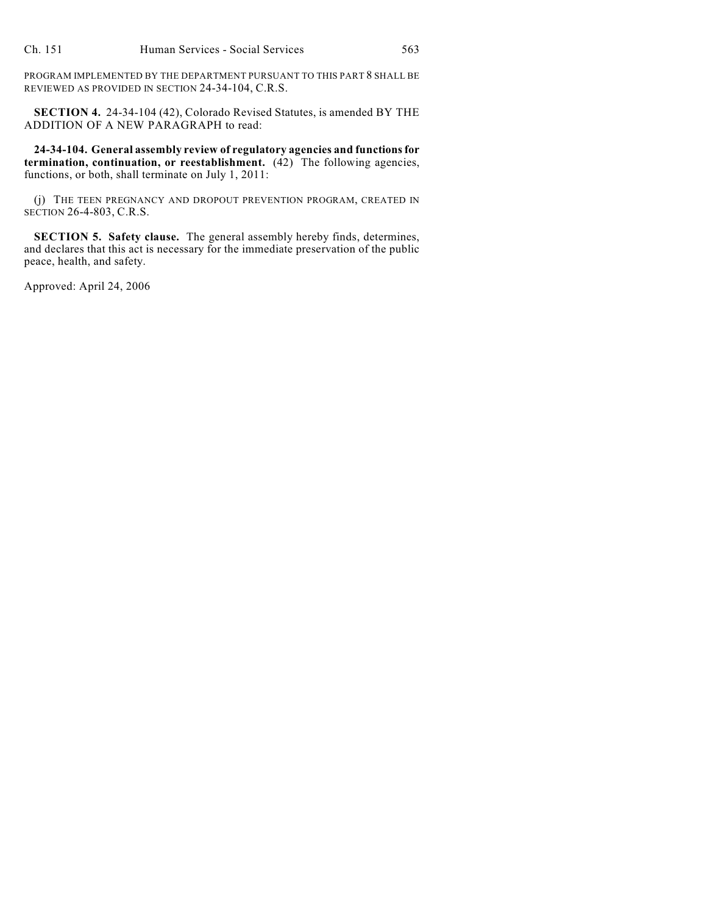PROGRAM IMPLEMENTED BY THE DEPARTMENT PURSUANT TO THIS PART 8 SHALL BE REVIEWED AS PROVIDED IN SECTION 24-34-104, C.R.S.

**SECTION 4.** 24-34-104 (42), Colorado Revised Statutes, is amended BY THE ADDITION OF A NEW PARAGRAPH to read:

**24-34-104. General assembly review of regulatory agencies and functions for termination, continuation, or reestablishment.** (42) The following agencies, functions, or both, shall terminate on July 1, 2011:

(j) THE TEEN PREGNANCY AND DROPOUT PREVENTION PROGRAM, CREATED IN SECTION 26-4-803, C.R.S.

**SECTION 5. Safety clause.** The general assembly hereby finds, determines, and declares that this act is necessary for the immediate preservation of the public peace, health, and safety.

Approved: April 24, 2006